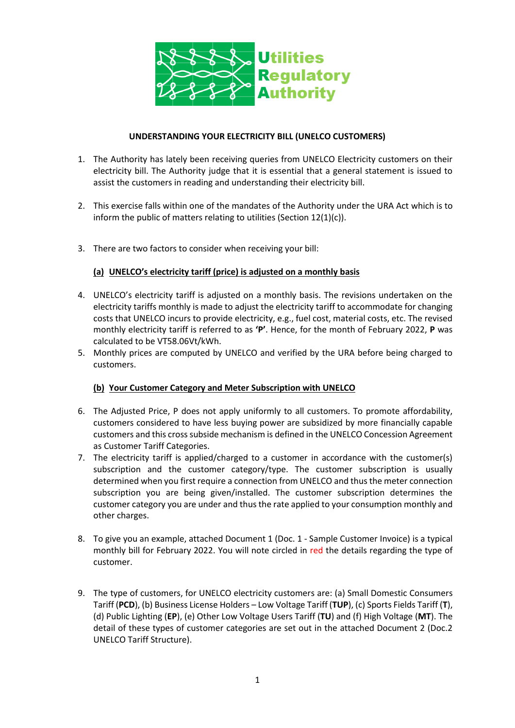Utilities Regulatory Authority

**UNDERSTANDING YOUR ELECTRICITY BILL (UNELCO CUSTOMERS)**

1. The Authority has lately been receiving queries from UNELCO Electricity customers on their electricity bill. The Authority judge that it is essential that a general statement is issued to assist the customers in reading and understanding their electricity bill.

2. This exercise falls within one of the mandates of the Authority under the URA Act which is to inform the public of matters relating to utilities (Section 12(1)(c)).

3. There are two factors to consider when receiving your bill:

   **(a) UNELCO's electricity tariff (price) is adjusted on a monthly basis**

4. UNELCO's electricity tariff is adjusted on a monthly basis. The revisions undertaken on the electricity tariffs monthly is made to adjust the electricity tariff to accommodate for changing costs that UNELCO incurs to provide electricity, e.g., fuel cost, material costs, etc. The revised monthly electricity tariff is referred to as **'P'**. Hence, for the month of February 2022, **P** was calculated to be VT58.06Vt/kWh.
5. Monthly prices are computed by UNELCO and verified by the URA before being charged to customers.

   **(b) Your Customer Category and Meter Subscription with UNELCO**

6. The Adjusted Price, P does not apply uniformly to all customers. To promote affordability, customers considered to have less buying power are subsidized by more financially capable customers and this cross subside mechanism is defined in the UNELCO Concession Agreement as Customer Tariff Categories.
7. The electricity tariff is applied/charged to a customer in accordance with the customer(s) subscription and the customer category/type. The customer subscription is usually determined when you first require a connection from UNELCO and thus the meter connection subscription you are being given/installed. The customer subscription determines the customer category you are under and thus the rate applied to your consumption monthly and other charges.

8. To give you an example, attached Document 1 (Doc. 1 - Sample Customer Invoice) is a typical monthly bill for February 2022. You will note circled in red the details regarding the type of customer.

9. The type of customers, for UNELCO electricity customers are: (a) Small Domestic Consumers Tariff (**PCD**), (b) Business License Holders – Low Voltage Tariff (**TUP**), (c) Sports Fields Tariff (**T**), (d) Public Lighting (**EP**), (e) Other Low Voltage Users Tariff (**TU**) and (f) High Voltage (**MT**). The detail of these types of customer categories are set out in the attached Document 2 (Doc.2 UNELCO Tariff Structure).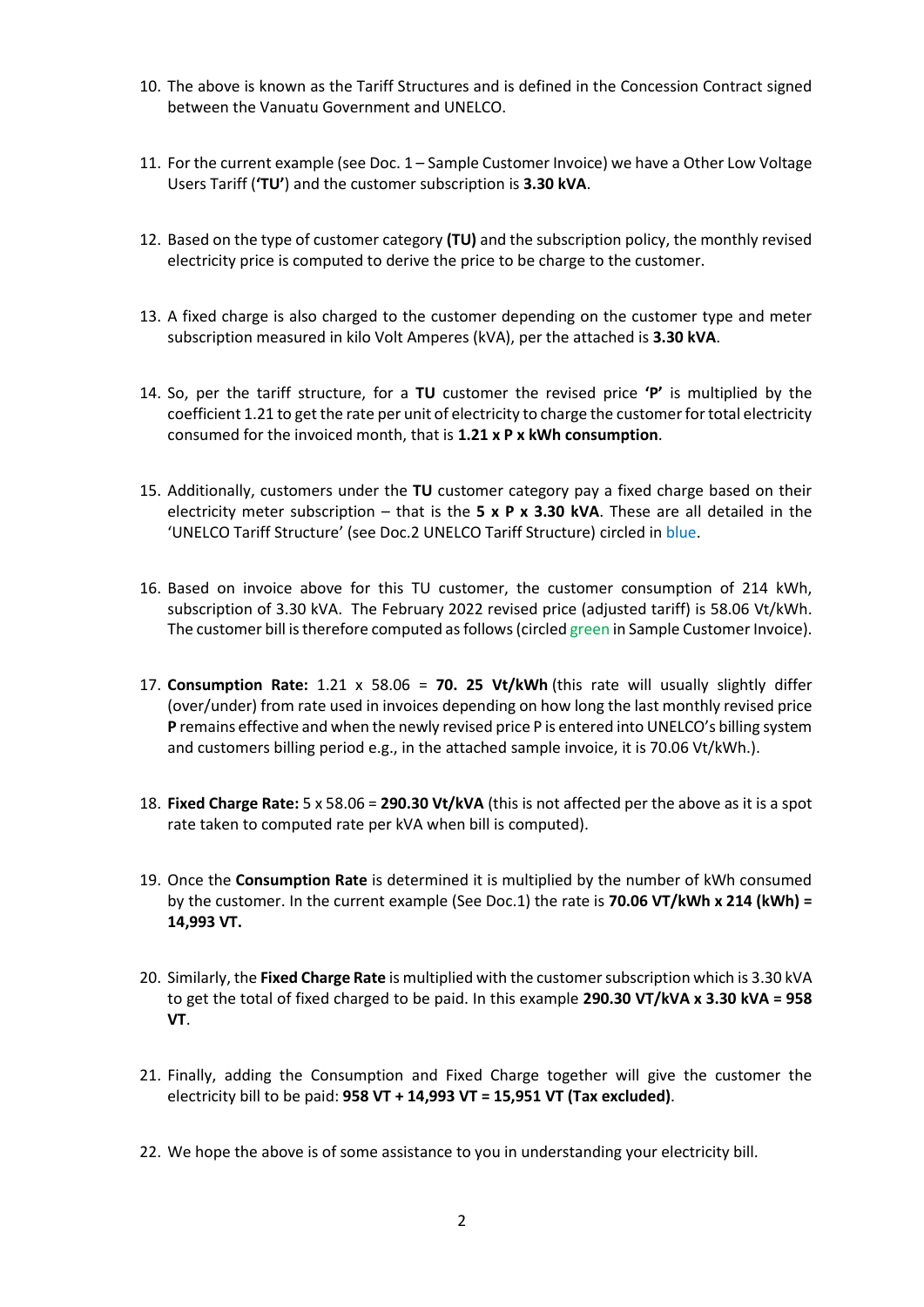10. The above is known as the Tariff Structures and is defined in the Concession Contract signed between the Vanuatu Government and UNELCO.

11. For the current example (see Doc. 1 – Sample Customer Invoice) we have a Other Low Voltage Users Tariff (**'TU'**) and the customer subscription is **3.30 kVA**.

12. Based on the type of customer category **(TU)** and the subscription policy, the monthly revised electricity price is computed to derive the price to be charge to the customer.

13. A fixed charge is also charged to the customer depending on the customer type and meter subscription measured in kilo Volt Amperes (kVA), per the attached is **3.30 kVA**.

14. So, per the tariff structure, for a **TU** customer the revised price **'P'** is multiplied by the coefficient 1.21 to get the rate per unit of electricity to charge the customer for total electricity consumed for the invoiced month, that is **1.21 x P x kWh consumption**.

15. Additionally, customers under the **TU** customer category pay a fixed charge based on their electricity meter subscription – that is the **5 x P x 3.30 kVA**. These are all detailed in the 'UNELCO Tariff Structure' (see Doc.2 UNELCO Tariff Structure) circled in blue.

16. Based on invoice above for this TU customer, the customer consumption of 214 kWh, subscription of 3.30 kVA. The February 2022 revised price (adjusted tariff) is 58.06 Vt/kWh. The customer bill is therefore computed as follows (circled green in Sample Customer Invoice).

17. **Consumption Rate:** 1.21 x 58.06 = **70. 25 Vt/kWh** (this rate will usually slightly differ (over/under) from rate used in invoices depending on how long the last monthly revised price **P** remains effective and when the newly revised price P is entered into UNELCO's billing system and customers billing period e.g., in the attached sample invoice, it is 70.06 Vt/kWh.).

18. **Fixed Charge Rate:** 5 x 58.06 = **290.30 Vt/kVA** (this is not affected per the above as it is a spot rate taken to computed rate per kVA when bill is computed).

19. Once the **Consumption Rate** is determined it is multiplied by the number of kWh consumed by the customer. In the current example (See Doc.1) the rate is **70.06 VT/kWh x 214 (kWh) = 14,993 VT.**

20. Similarly, the **Fixed Charge Rate** is multiplied with the customer subscription which is 3.30 kVA to get the total of fixed charged to be paid. In this example **290.30 VT/kVA x 3.30 kVA = 958 VT**.

21. Finally, adding the Consumption and Fixed Charge together will give the customer the electricity bill to be paid: **958 VT + 14,993 VT = 15,951 VT (Tax excluded)**.

22. We hope the above is of some assistance to you in understanding your electricity bill.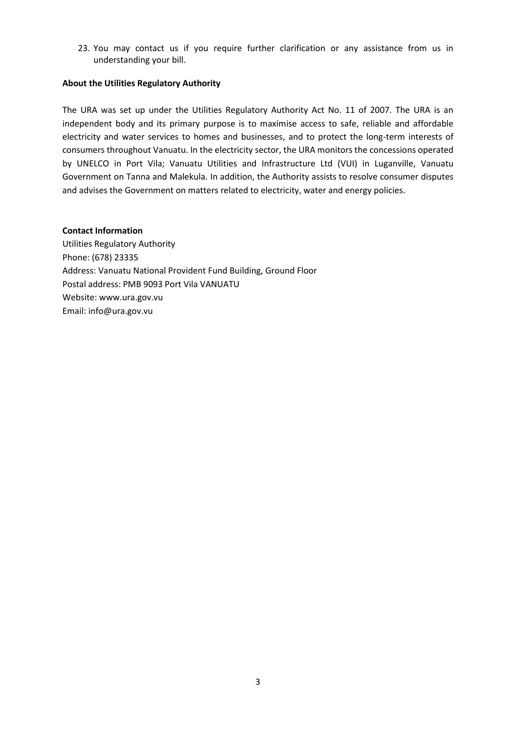23. You may contact us if you require further clarification or any assistance from us in understanding your bill.

**About the Utilities Regulatory Authority**

The URA was set up under the Utilities Regulatory Authority Act No. 11 of 2007. The URA is an independent body and its primary purpose is to maximise access to safe, reliable and affordable electricity and water services to homes and businesses, and to protect the long-term interests of consumers throughout Vanuatu. In the electricity sector, the URA monitors the concessions operated by UNELCO in Port Vila; Vanuatu Utilities and Infrastructure Ltd (VUI) in Luganville, Vanuatu Government on Tanna and Malekula. In addition, the Authority assists to resolve consumer disputes and advises the Government on matters related to electricity, water and energy policies.

**Contact Information**

Utilities Regulatory Authority
Phone: (678) 23335
Address: Vanuatu National Provident Fund Building, Ground Floor
Postal address: PMB 9093 Port Vila VANUATU
Website: www.ura.gov.vu
Email: info@ura.gov.vu